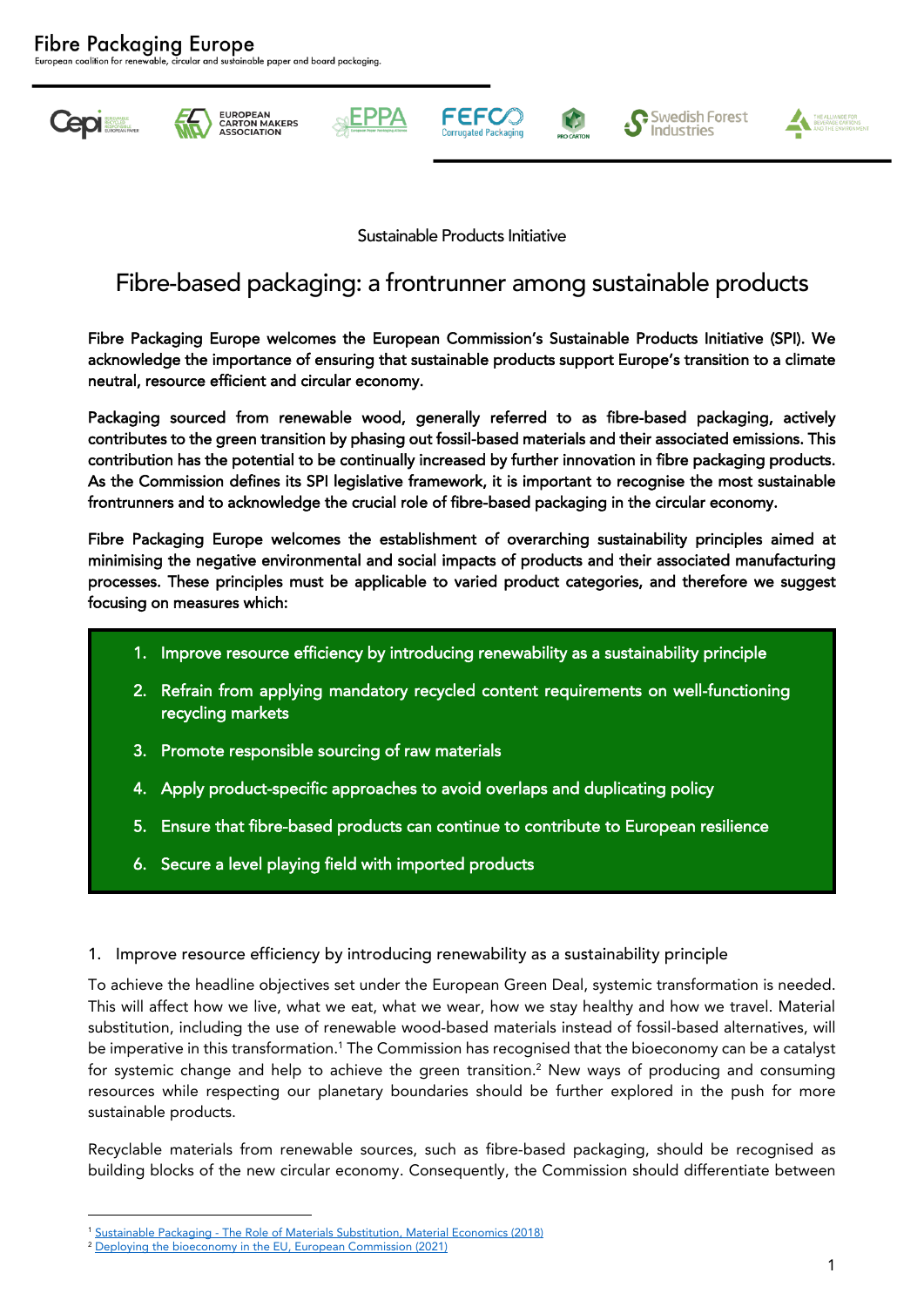Fibre Packaging Europe

European coalition for renewable, circular and sustainable paper and board packaging.

Sustainable Products Initiative

# Fibre-based packaging: a frontrunner among sustainable products

**Fibre Packaging Europe welcomes the European Commission's Sustainable Products Initiative (SPI). We acknowledge the importance of ensuring that sustainable products support Europe's transition to a climate neutral, resource efficient and circular economy.**

**Packaging sourced from renewable wood, generally referred to as fibre-based packaging, actively contributes to the green transition by phasing out fossil-based materials and their associated emissions. This contribution has the potential to be continually increased by further innovation in fibre packaging products. As the Commission defines its SPI legislative framework, it is important to recognise the most sustainable frontrunners and to acknowledge the crucial role of fibre-based packaging in the circular economy.**

**Fibre Packaging Europe welcomes the establishment of overarching sustainability principles aimed at minimising the negative environmental and social impacts of products and their associated manufacturing processes. These principles must be applicable to varied product categories, and therefore we suggest focusing on measures which:**

1. Improve resource efficiency by introducing renewability as a sustainability principle
2. Refrain from applying mandatory recycled content requirements on well-functioning recycling markets
3. Promote responsible sourcing of raw materials
4. Apply product-specific approaches to avoid overlaps and duplicating policy
5. Ensure that fibre-based products can continue to contribute to European resilience
6. Secure a level playing field with imported products

## 1. Improve resource efficiency by introducing renewability as a sustainability principle

To achieve the headline objectives set under the European Green Deal, systemic transformation is needed. This will affect how we live, what we eat, what we wear, how we stay healthy and how we travel. Material substitution, including the use of renewable wood-based materials instead of fossil-based alternatives, will be imperative in this transformation.[1] The Commission has recognised that the bioeconomy can be a catalyst for systemic change and help to achieve the green transition.[2] New ways of producing and consuming resources while respecting our planetary boundaries should be further explored in the push for more sustainable products.

Recyclable materials from renewable sources, such as fibre-based packaging, should be recognised as building blocks of the new circular economy. Consequently, the Commission should differentiate between

[1] Sustainable Packaging - The Role of Materials Substitution, Material Economics (2018)

[2] Deploying the bioeconomy in the EU, European Commission (2021)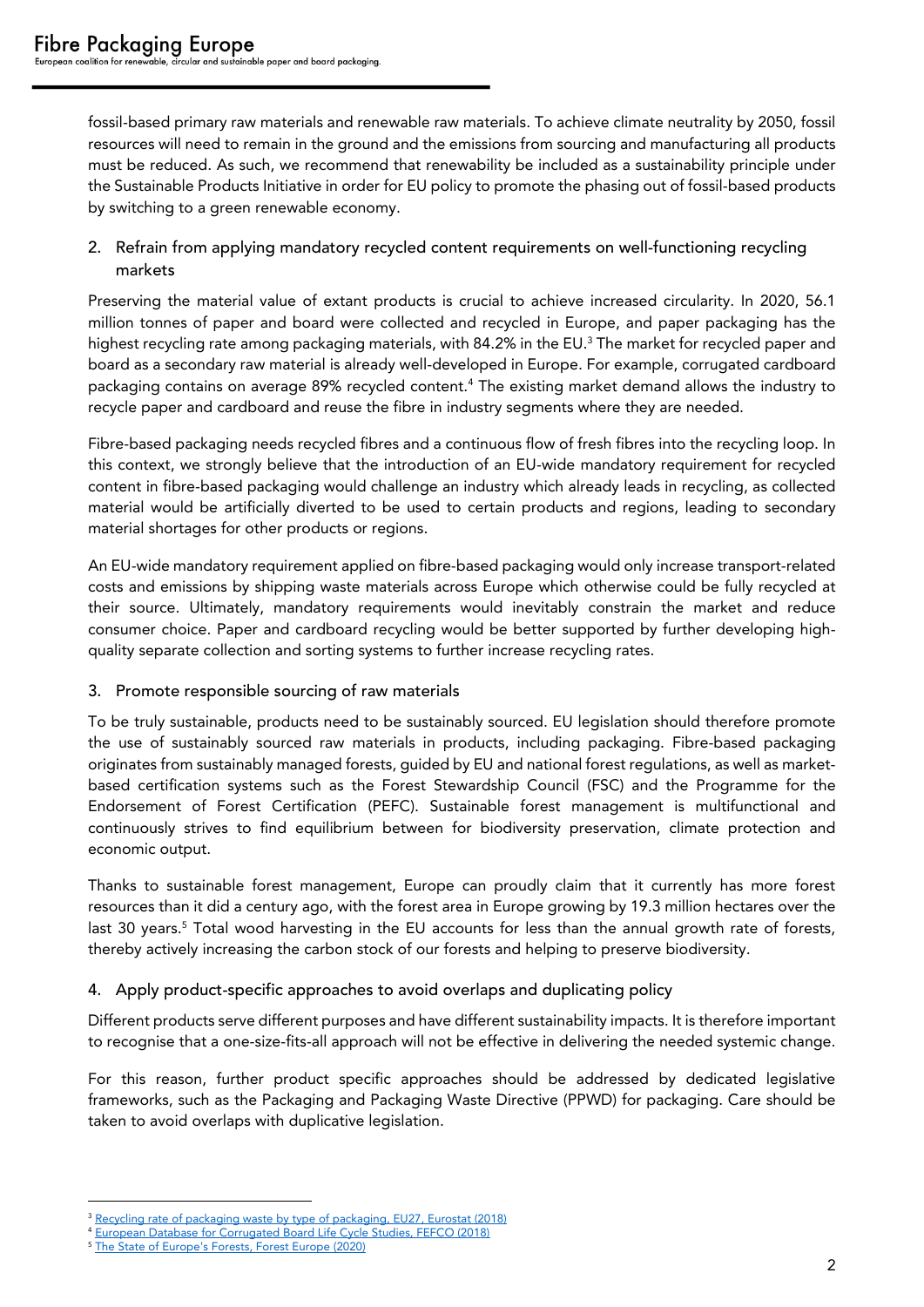fossil-based primary raw materials and renewable raw materials. To achieve climate neutrality by 2050, fossil resources will need to remain in the ground and the emissions from sourcing and manufacturing all products must be reduced. As such, we recommend that renewability be included as a sustainability principle under the Sustainable Products Initiative in order for EU policy to promote the phasing out of fossil-based products by switching to a green renewable economy.

## 2. Refrain from applying mandatory recycled content requirements on well-functioning recycling markets

Preserving the material value of extant products is crucial to achieve increased circularity. In 2020, 56.1 million tonnes of paper and board were collected and recycled in Europe, and paper packaging has the highest recycling rate among packaging materials, with 84.2% in the EU.[3] The market for recycled paper and board as a secondary raw material is already well-developed in Europe. For example, corrugated cardboard packaging contains on average 89% recycled content.[4] The existing market demand allows the industry to recycle paper and cardboard and reuse the fibre in industry segments where they are needed.

Fibre-based packaging needs recycled fibres and a continuous flow of fresh fibres into the recycling loop. In this context, we strongly believe that the introduction of an EU-wide mandatory requirement for recycled content in fibre-based packaging would challenge an industry which already leads in recycling, as collected material would be artificially diverted to be used to certain products and regions, leading to secondary material shortages for other products or regions.

An EU-wide mandatory requirement applied on fibre-based packaging would only increase transport-related costs and emissions by shipping waste materials across Europe which otherwise could be fully recycled at their source. Ultimately, mandatory requirements would inevitably constrain the market and reduce consumer choice. Paper and cardboard recycling would be better supported by further developing high-quality separate collection and sorting systems to further increase recycling rates.

## 3. Promote responsible sourcing of raw materials

To be truly sustainable, products need to be sustainably sourced. EU legislation should therefore promote the use of sustainably sourced raw materials in products, including packaging. Fibre-based packaging originates from sustainably managed forests, guided by EU and national forest regulations, as well as market-based certification systems such as the Forest Stewardship Council (FSC) and the Programme for the Endorsement of Forest Certification (PEFC). Sustainable forest management is multifunctional and continuously strives to find equilibrium between for biodiversity preservation, climate protection and economic output.

Thanks to sustainable forest management, Europe can proudly claim that it currently has more forest resources than it did a century ago, with the forest area in Europe growing by 19.3 million hectares over the last 30 years.[5] Total wood harvesting in the EU accounts for less than the annual growth rate of forests, thereby actively increasing the carbon stock of our forests and helping to preserve biodiversity.

## 4. Apply product-specific approaches to avoid overlaps and duplicating policy

Different products serve different purposes and have different sustainability impacts. It is therefore important to recognise that a one-size-fits-all approach will not be effective in delivering the needed systemic change.

For this reason, further product specific approaches should be addressed by dedicated legislative frameworks, such as the Packaging and Packaging Waste Directive (PPWD) for packaging. Care should be taken to avoid overlaps with duplicative legislation.

---

[3] Recycling rate of packaging waste by type of packaging, EU27, Eurostat (2018)

[4] European Database for Corrugated Board Life Cycle Studies, FEFCO (2018)

[5] The State of Europe's Forests, Forest Europe (2020)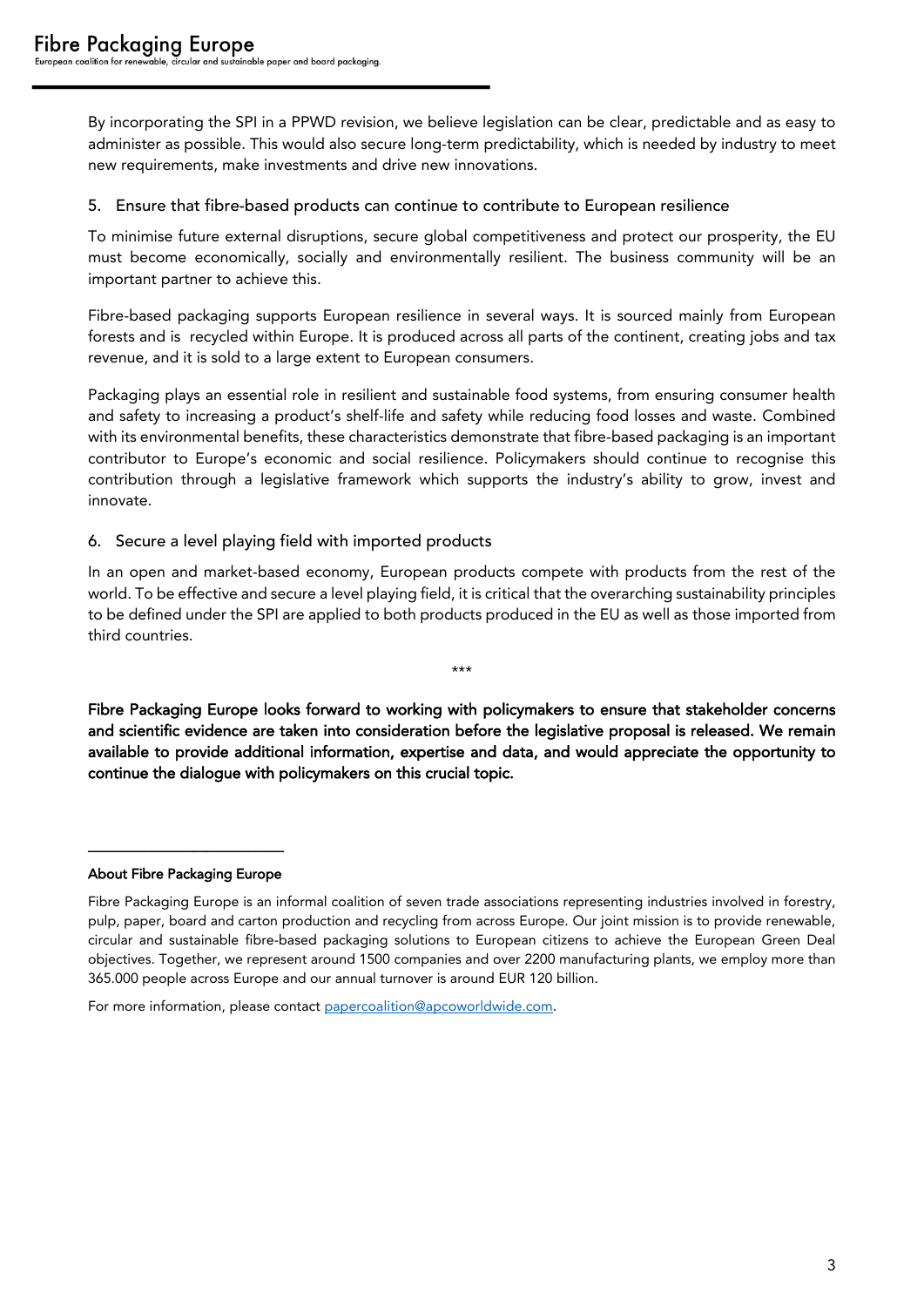By incorporating the SPI in a PPWD revision, we believe legislation can be clear, predictable and as easy to administer as possible. This would also secure long-term predictability, which is needed by industry to meet new requirements, make investments and drive new innovations.

## 5. Ensure that fibre-based products can continue to contribute to European resilience

To minimise future external disruptions, secure global competitiveness and protect our prosperity, the EU must become economically, socially and environmentally resilient. The business community will be an important partner to achieve this.

Fibre-based packaging supports European resilience in several ways. It is sourced mainly from European forests and is recycled within Europe. It is produced across all parts of the continent, creating jobs and tax revenue, and it is sold to a large extent to European consumers.

Packaging plays an essential role in resilient and sustainable food systems, from ensuring consumer health and safety to increasing a product's shelf-life and safety while reducing food losses and waste. Combined with its environmental benefits, these characteristics demonstrate that fibre-based packaging is an important contributor to Europe's economic and social resilience. Policymakers should continue to recognise this contribution through a legislative framework which supports the industry's ability to grow, invest and innovate.

## 6. Secure a level playing field with imported products

In an open and market-based economy, European products compete with products from the rest of the world. To be effective and secure a level playing field, it is critical that the overarching sustainability principles to be defined under the SPI are applied to both products produced in the EU as well as those imported from third countries.

***

**Fibre Packaging Europe looks forward to working with policymakers to ensure that stakeholder concerns and scientific evidence are taken into consideration before the legislative proposal is released. We remain available to provide additional information, expertise and data, and would appreciate the opportunity to continue the dialogue with policymakers on this crucial topic.**

---

**About Fibre Packaging Europe**

Fibre Packaging Europe is an informal coalition of seven trade associations representing industries involved in forestry, pulp, paper, board and carton production and recycling from across Europe. Our joint mission is to provide renewable, circular and sustainable fibre-based packaging solutions to European citizens to achieve the European Green Deal objectives. Together, we represent around 1500 companies and over 2200 manufacturing plants, we employ more than 365.000 people across Europe and our annual turnover is around EUR 120 billion.

For more information, please contact [papercoalition@apcoworldwide.com](mailto:papercoalition@apcoworldwide.com).